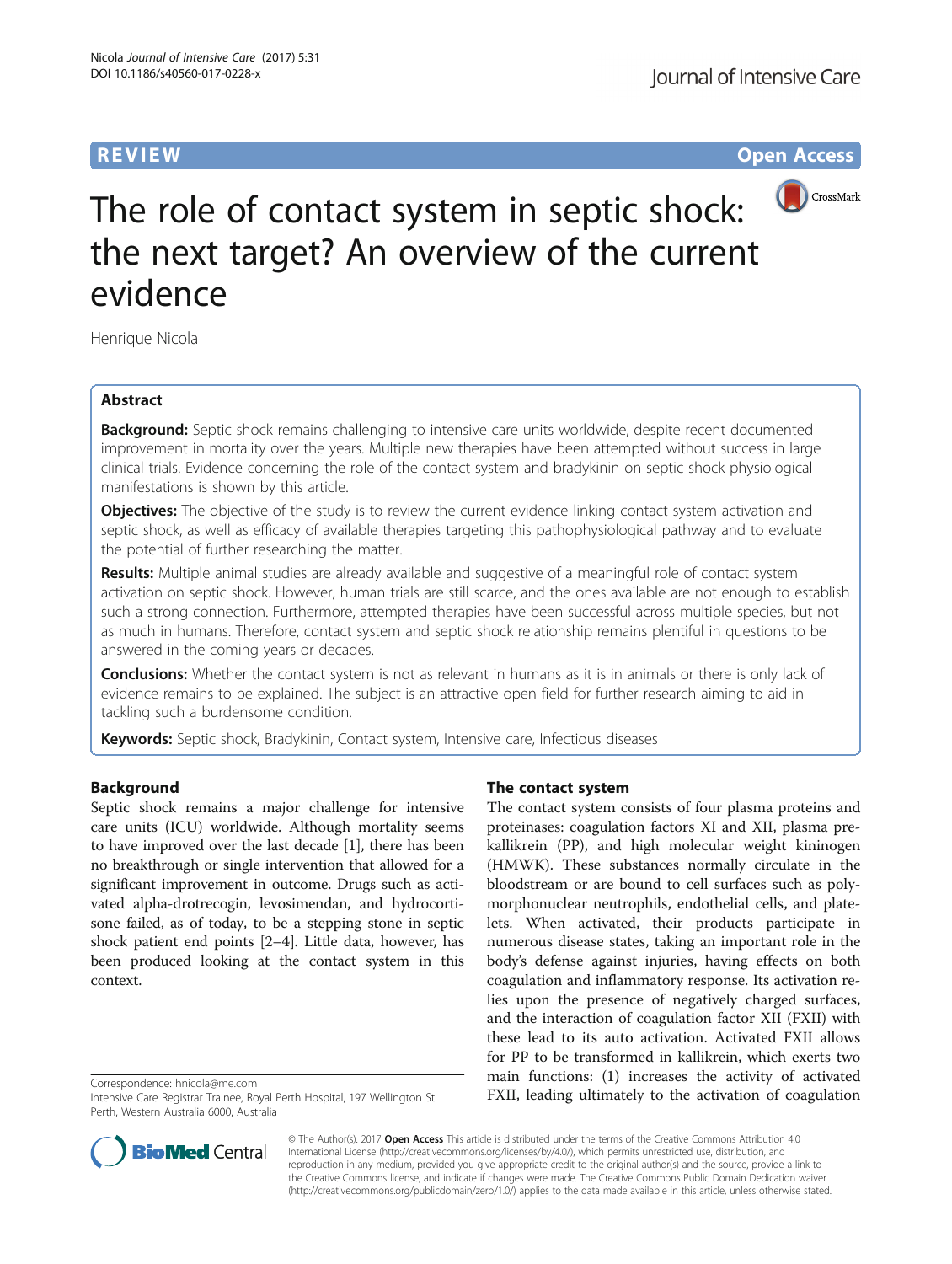**REVIEW** **Open Access**

# The role of contact system in septic shock: the next target? An overview of the current evidence

Henrique Nicola

## Abstract

**Background:** Septic shock remains challenging to intensive care units worldwide, despite recent documented improvement in mortality over the years. Multiple new therapies have been attempted without success in large clinical trials. Evidence concerning the role of the contact system and bradykinin on septic shock physiological manifestations is shown by this article.

**Objectives:** The objective of the study is to review the current evidence linking contact system activation and septic shock, as well as efficacy of available therapies targeting this pathophysiological pathway and to evaluate the potential of further researching the matter.

**Results:** Multiple animal studies are already available and suggestive of a meaningful role of contact system activation on septic shock. However, human trials are still scarce, and the ones available are not enough to establish such a strong connection. Furthermore, attempted therapies have been successful across multiple species, but not as much in humans. Therefore, contact system and septic shock relationship remains plentiful in questions to be answered in the coming years or decades.

**Conclusions:** Whether the contact system is not as relevant in humans as it is in animals or there is only lack of evidence remains to be explained. The subject is an attractive open field for further research aiming to aid in tackling such a burdensome condition.

**Keywords:** Septic shock, Bradykinin, Contact system, Intensive care, Infectious diseases

## Background

Septic shock remains a major challenge for intensive care units (ICU) worldwide. Although mortality seems to have improved over the last decade [1], there has been no breakthrough or single intervention that allowed for a significant improvement in outcome. Drugs such as activated alpha-drotrecogin, levosimendan, and hydrocortisone failed, as of today, to be a stepping stone in septic shock patient end points [2–4]. Little data, however, has been produced looking at the contact system in this context.

## The contact system

The contact system consists of four plasma proteins and proteinases: coagulation factors XI and XII, plasma prekallikrein (PP), and high molecular weight kininogen (HMWK). These substances normally circulate in the bloodstream or are bound to cell surfaces such as polymorphonuclear neutrophils, endothelial cells, and platelets. When activated, their products participate in numerous disease states, taking an important role in the body's defense against injuries, having effects on both coagulation and inflammatory response. Its activation relies upon the presence of negatively charged surfaces, and the interaction of coagulation factor XII (FXII) with these lead to its auto activation. Activated FXII allows for PP to be transformed in kallikrein, which exerts two main functions: (1) increases the activity of activated FXII, leading ultimately to the activation of coagulation

Correspondence: hnicola@me.com
Intensive Care Registrar Trainee, Royal Perth Hospital, 197 Wellington St Perth, Western Australia 6000, Australia

© The Author(s). 2017 **Open Access** This article is distributed under the terms of the Creative Commons Attribution 4.0 International License (http://creativecommons.org/licenses/by/4.0/), which permits unrestricted use, distribution, and reproduction in any medium, provided you give appropriate credit to the original author(s) and the source, provide a link to the Creative Commons license, and indicate if changes were made. The Creative Commons Public Domain Dedication waiver (http://creativecommons.org/publicdomain/zero/1.0/) applies to the data made available in this article, unless otherwise stated.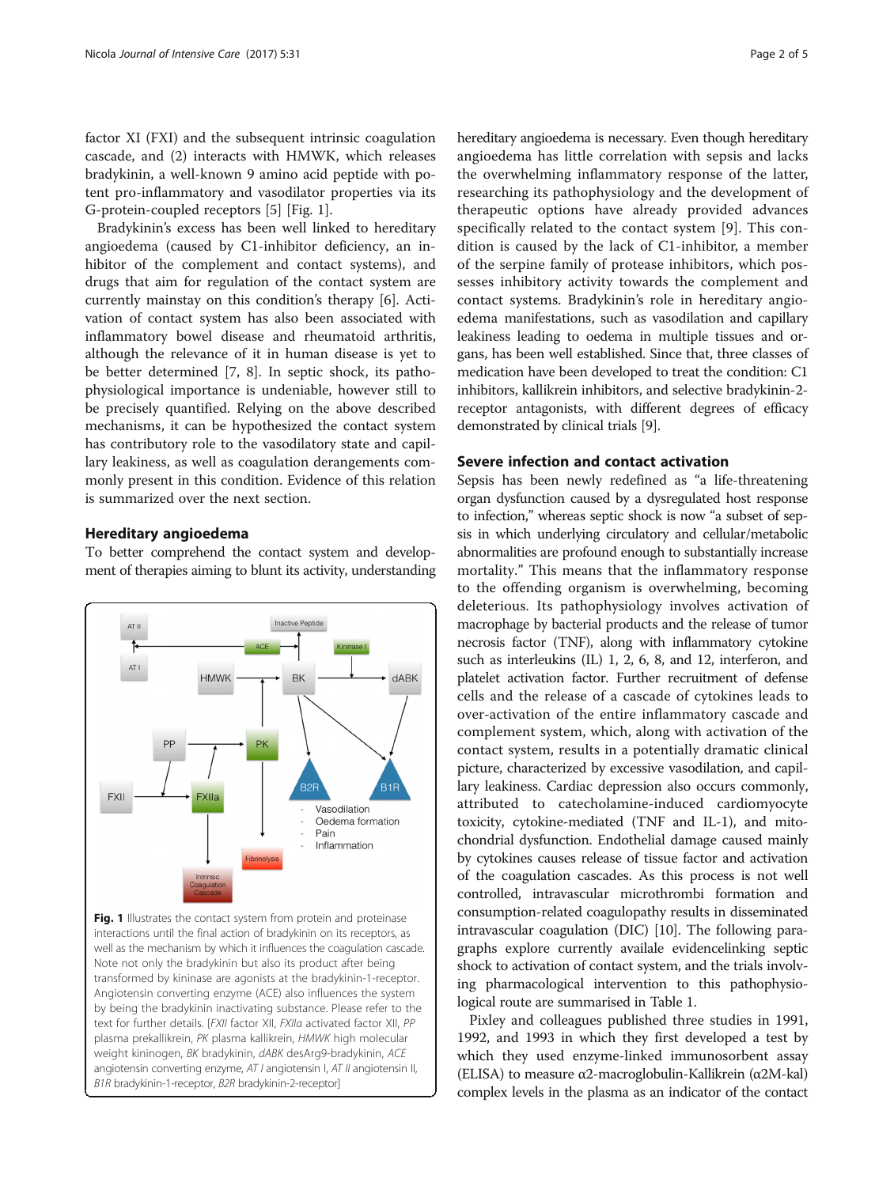factor XI (FXI) and the subsequent intrinsic coagulation cascade, and (2) interacts with HMWK, which releases bradykinin, a well-known 9 amino acid peptide with potent pro-inflammatory and vasodilator properties via its G-protein-coupled receptors [5] [Fig. 1].

Bradykinin's excess has been well linked to hereditary angioedema (caused by C1-inhibitor deficiency, an inhibitor of the complement and contact systems), and drugs that aim for regulation of the contact system are currently mainstay on this condition's therapy [6]. Activation of contact system has also been associated with inflammatory bowel disease and rheumatoid arthritis, although the relevance of it in human disease is yet to be better determined [7, 8]. In septic shock, its pathophysiological importance is undeniable, however still to be precisely quantified. Relying on the above described mechanisms, it can be hypothesized the contact system has contributory role to the vasodilatory state and capillary leakiness, as well as coagulation derangements commonly present in this condition. Evidence of this relation is summarized over the next section.

## Hereditary angioedema

To better comprehend the contact system and development of therapies aiming to blunt its activity, understanding hereditary angioedema is necessary. Even though hereditary angioedema has little correlation with sepsis and lacks the overwhelming inflammatory response of the latter, researching its pathophysiology and the development of therapeutic options have already provided advances specifically related to the contact system [9]. This condition is caused by the lack of C1-inhibitor, a member of the serpine family of protease inhibitors, which possesses inhibitory activity towards the complement and contact systems. Bradykinin's role in hereditary angioedema manifestations, such as vasodilation and capillary leakiness leading to oedema in multiple tissues and organs, has been well established. Since that, three classes of medication have been developed to treat the condition: C1 inhibitors, kallikrein inhibitors, and selective bradykinin-2-receptor antagonists, with different degrees of efficacy demonstrated by clinical trials [9].

**Fig. 1** Illustrates the contact system from protein and proteinase interactions until the final action of bradykinin on its receptors, as well as the mechanism by which it influences the coagulation cascade. Note not only the bradykinin but also its product after being transformed by kininase are agonists at the bradykinin-1-receptor. Angiotensin converting enzyme (ACE) also influences the system by being the bradykinin inactivating substance. Please refer to the text for further details. [*FXII* factor XII, *FXIIa* activated factor XII, *PP* plasma prekallikrein, *PK* plasma kallikrein, *HMWK* high molecular weight kininogen, *BK* bradykinin, *dABK* desArg9-bradykinin, *ACE* angiotensin converting enzyme, *AT I* angiotensin I, *AT II* angiotensin II, *B1R* bradykinin-1-receptor, *B2R* bradykinin-2-receptor]

## Severe infection and contact activation

Sepsis has been newly redefined as "a life-threatening organ dysfunction caused by a dysregulated host response to infection," whereas septic shock is now "a subset of sepsis in which underlying circulatory and cellular/metabolic abnormalities are profound enough to substantially increase mortality." This means that the inflammatory response to the offending organism is overwhelming, becoming deleterious. Its pathophysiology involves activation of macrophage by bacterial products and the release of tumor necrosis factor (TNF), along with inflammatory cytokine such as interleukins (IL) 1, 2, 6, 8, and 12, interferon, and platelet activation factor. Further recruitment of defense cells and the release of a cascade of cytokines leads to over-activation of the entire inflammatory cascade and complement system, which, along with activation of the contact system, results in a potentially dramatic clinical picture, characterized by excessive vasodilation, and capillary leakiness. Cardiac depression also occurs commonly, attributed to catecholamine-induced cardiomyocyte toxicity, cytokine-mediated (TNF and IL-1), and mitochondrial dysfunction. Endothelial damage caused mainly by cytokines causes release of tissue factor and activation of the coagulation cascades. As this process is not well controlled, intravascular microthrombi formation and consumption-related coagulopathy results in disseminated intravascular coagulation (DIC) [10]. The following paragraphs explore currently availale evidencelinking septic shock to activation of contact system, and the trials involving pharmacological intervention to this pathophysiological route are summarised in Table 1.

Pixley and colleagues published three studies in 1991, 1992, and 1993 in which they first developed a test by which they used enzyme-linked immunosorbent assay (ELISA) to measure α2-macroglobulin-Kallikrein (α2M-kal) complex levels in the plasma as an indicator of the contact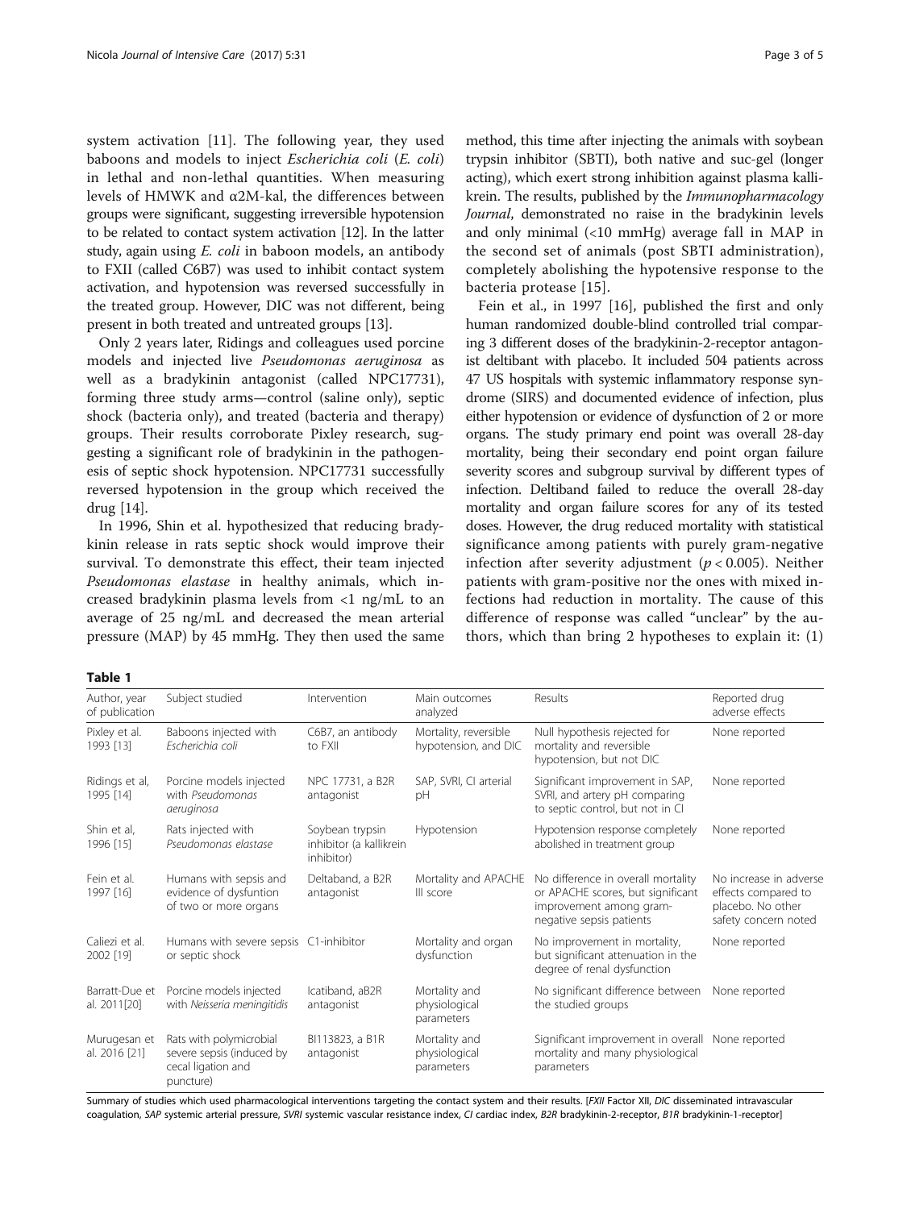system activation [11]. The following year, they used baboons and models to inject *Escherichia coli* (*E. coli*) in lethal and non-lethal quantities. When measuring levels of HMWK and α2M-kal, the differences between groups were significant, suggesting irreversible hypotension to be related to contact system activation [12]. In the latter study, again using *E. coli* in baboon models, an antibody to FXII (called C6B7) was used to inhibit contact system activation, and hypotension was reversed successfully in the treated group. However, DIC was not different, being present in both treated and untreated groups [13].

Only 2 years later, Ridings and colleagues used porcine models and injected live *Pseudomonas aeruginosa* as well as a bradykinin antagonist (called NPC17731), forming three study arms—control (saline only), septic shock (bacteria only), and treated (bacteria and therapy) groups. Their results corroborate Pixley research, suggesting a significant role of bradykinin in the pathogenesis of septic shock hypotension. NPC17731 successfully reversed hypotension in the group which received the drug [14].

In 1996, Shin et al. hypothesized that reducing bradykinin release in rats septic shock would improve their survival. To demonstrate this effect, their team injected *Pseudomonas elastase* in healthy animals, which increased bradykinin plasma levels from <1 ng/mL to an average of 25 ng/mL and decreased the mean arterial pressure (MAP) by 45 mmHg. They then used the same method, this time after injecting the animals with soybean trypsin inhibitor (SBTI), both native and suc-gel (longer acting), which exert strong inhibition against plasma kallikrein. The results, published by the *Immunopharmacology Journal*, demonstrated no raise in the bradykinin levels and only minimal (<10 mmHg) average fall in MAP in the second set of animals (post SBTI administration), completely abolishing the hypotensive response to the bacteria protease [15].

Fein et al., in 1997 [16], published the first and only human randomized double-blind controlled trial comparing 3 different doses of the bradykinin-2-receptor antagonist deltibant with placebo. It included 504 patients across 47 US hospitals with systemic inflammatory response syndrome (SIRS) and documented evidence of infection, plus either hypotension or evidence of dysfunction of 2 or more organs. The study primary end point was overall 28-day mortality, being their secondary end point organ failure severity scores and subgroup survival by different types of infection. Deltiband failed to reduce the overall 28-day mortality and organ failure scores for any of its tested doses. However, the drug reduced mortality with statistical significance among patients with purely gram-negative infection after severity adjustment ($p < 0.005$). Neither patients with gram-positive nor the ones with mixed infections had reduction in mortality. The cause of this difference of response was called "unclear" by the authors, which than bring 2 hypotheses to explain it: (1)

**Table 1**

| Author, year of publication | Subject studied | Intervention | Main outcomes analyzed | Results | Reported drug adverse effects |
|---|---|---|---|---|---|
| Pixley et al. 1993 [13] | Baboons injected with *Escherichia coli* | C6B7, an antibody to FXII | Mortality, reversible hypotension, and DIC | Null hypothesis rejected for mortality and reversible hypotension, but not DIC | None reported |
| Ridings et al, 1995 [14] | Porcine models injected with *Pseudomonas aeruginosa* | NPC 17731, a B2R antagonist | SAP, SVRI, CI arterial pH | Significant improvement in SAP, SVRI, and artery pH comparing to septic control, but not in CI | None reported |
| Shin et al, 1996 [15] | Rats injected with *Pseudomonas elastase* | Soybean trypsin inhibitor (a kallikrein inhibitor) | Hypotension | Hypotension response completely abolished in treatment group | None reported |
| Fein et al. 1997 [16] | Humans with sepsis and evidence of dysfuntion of two or more organs | Deltaband, a B2R antagonist | Mortality and APACHE III score | No difference in overall mortality or APACHE scores, but significant improvement among gram-negative sepsis patients | No increase in adverse effects compared to placebo. No other safety concern noted |
| Caliezi et al. 2002 [19] | Humans with severe sepsis or septic shock | C1-inhibitor | Mortality and organ dysfunction | No improvement in mortality, but significant attenuation in the degree of renal dysfunction | None reported |
| Barratt-Due et al. 2011[20] | Porcine models injected with *Neisseria meningitidis* | Icatiband, aB2R antagonist | Mortality and physiological parameters | No significant difference between the studied groups | None reported |
| Murugesan et al. 2016 [21] | Rats with polymicrobial severe sepsis (induced by cecal ligation and puncture) | BI113823, a B1R antagonist | Mortality and physiological parameters | Significant improvement in overall mortality and many physiological parameters | None reported |

Summary of studies which used pharmacological interventions targeting the contact system and their results. [*FXII* Factor XII, *DIC* disseminated intravascular coagulation, *SAP* systemic arterial pressure, *SVRI* systemic vascular resistance index, *CI* cardiac index, *B2R* bradykinin-2-receptor, *B1R* bradykinin-1-receptor]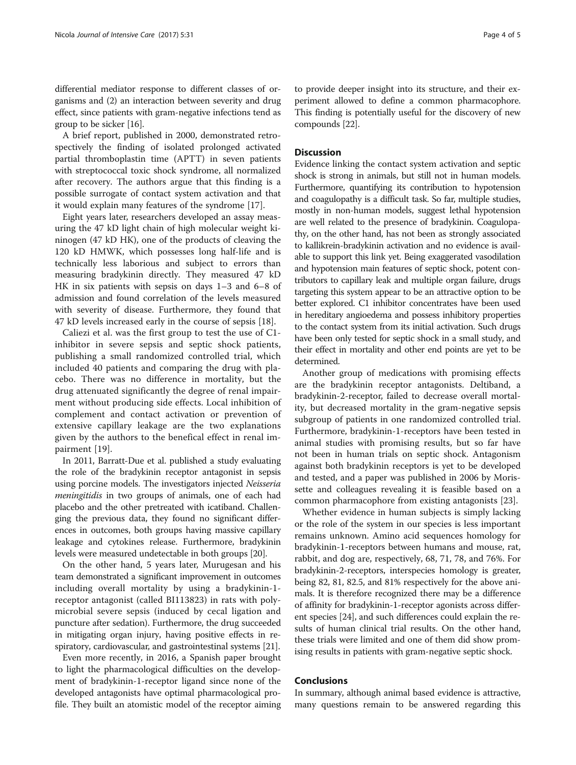differential mediator response to different classes of organisms and (2) an interaction between severity and drug effect, since patients with gram-negative infections tend as group to be sicker [16].

A brief report, published in 2000, demonstrated retrospectively the finding of isolated prolonged activated partial thromboplastin time (APTT) in seven patients with streptococcal toxic shock syndrome, all normalized after recovery. The authors argue that this finding is a possible surrogate of contact system activation and that it would explain many features of the syndrome [17].

Eight years later, researchers developed an assay measuring the 47 kD light chain of high molecular weight kininogen (47 kD HK), one of the products of cleaving the 120 kD HMWK, which possesses long half-life and is technically less laborious and subject to errors than measuring bradykinin directly. They measured 47 kD HK in six patients with sepsis on days 1–3 and 6–8 of admission and found correlation of the levels measured with severity of disease. Furthermore, they found that 47 kD levels increased early in the course of sepsis [18].

Caliezi et al. was the first group to test the use of C1-inhibitor in severe sepsis and septic shock patients, publishing a small randomized controlled trial, which included 40 patients and comparing the drug with placebo. There was no difference in mortality, but the drug attenuated significantly the degree of renal impairment without producing side effects. Local inhibition of complement and contact activation or prevention of extensive capillary leakage are the two explanations given by the authors to the benefical effect in renal impairment [19].

In 2011, Barratt-Due et al. published a study evaluating the role of the bradykinin receptor antagonist in sepsis using porcine models. The investigators injected *Neisseria meningitidis* in two groups of animals, one of each had placebo and the other pretreated with icatiband. Challenging the previous data, they found no significant differences in outcomes, both groups having massive capillary leakage and cytokines release. Furthermore, bradykinin levels were measured undetectable in both groups [20].

On the other hand, 5 years later, Murugesan and his team demonstrated a significant improvement in outcomes including overall mortality by using a bradykinin-1-receptor antagonist (called BI113823) in rats with polymicrobial severe sepsis (induced by cecal ligation and puncture after sedation). Furthermore, the drug succeeded in mitigating organ injury, having positive effects in respiratory, cardiovascular, and gastrointestinal systems [21].

Even more recently, in 2016, a Spanish paper brought to light the pharmacological difficulties on the development of bradykinin-1-receptor ligand since none of the developed antagonists have optimal pharmacological profile. They built an atomistic model of the receptor aiming to provide deeper insight into its structure, and their experiment allowed to define a common pharmacophore. This finding is potentially useful for the discovery of new compounds [22].

## Discussion

Evidence linking the contact system activation and septic shock is strong in animals, but still not in human models. Furthermore, quantifying its contribution to hypotension and coagulopathy is a difficult task. So far, multiple studies, mostly in non-human models, suggest lethal hypotension are well related to the presence of bradykinin. Coagulopathy, on the other hand, has not been as strongly associated to kallikrein-bradykinin activation and no evidence is available to support this link yet. Being exaggerated vasodilation and hypotension main features of septic shock, potent contributors to capillary leak and multiple organ failure, drugs targeting this system appear to be an attractive option to be better explored. C1 inhibitor concentrates have been used in hereditary angioedema and possess inhibitory properties to the contact system from its initial activation. Such drugs have been only tested for septic shock in a small study, and their effect in mortality and other end points are yet to be determined.

Another group of medications with promising effects are the bradykinin receptor antagonists. Deltiband, a bradykinin-2-receptor, failed to decrease overall mortality, but decreased mortality in the gram-negative sepsis subgroup of patients in one randomized controlled trial. Furthermore, bradykinin-1-receptors have been tested in animal studies with promising results, but so far have not been in human trials on septic shock. Antagonism against both bradykinin receptors is yet to be developed and tested, and a paper was published in 2006 by Morissette and colleagues revealing it is feasible based on a common pharmacophore from existing antagonists [23].

Whether evidence in human subjects is simply lacking or the role of the system in our species is less important remains unknown. Amino acid sequences homology for bradykinin-1-receptors between humans and mouse, rat, rabbit, and dog are, respectively, 68, 71, 78, and 76%. For bradykinin-2-receptors, interspecies homology is greater, being 82, 81, 82.5, and 81% respectively for the above animals. It is therefore recognized there may be a difference of affinity for bradykinin-1-receptor agonists across different species [24], and such differences could explain the results of human clinical trial results. On the other hand, these trials were limited and one of them did show promising results in patients with gram-negative septic shock.

## Conclusions

In summary, although animal based evidence is attractive, many questions remain to be answered regarding this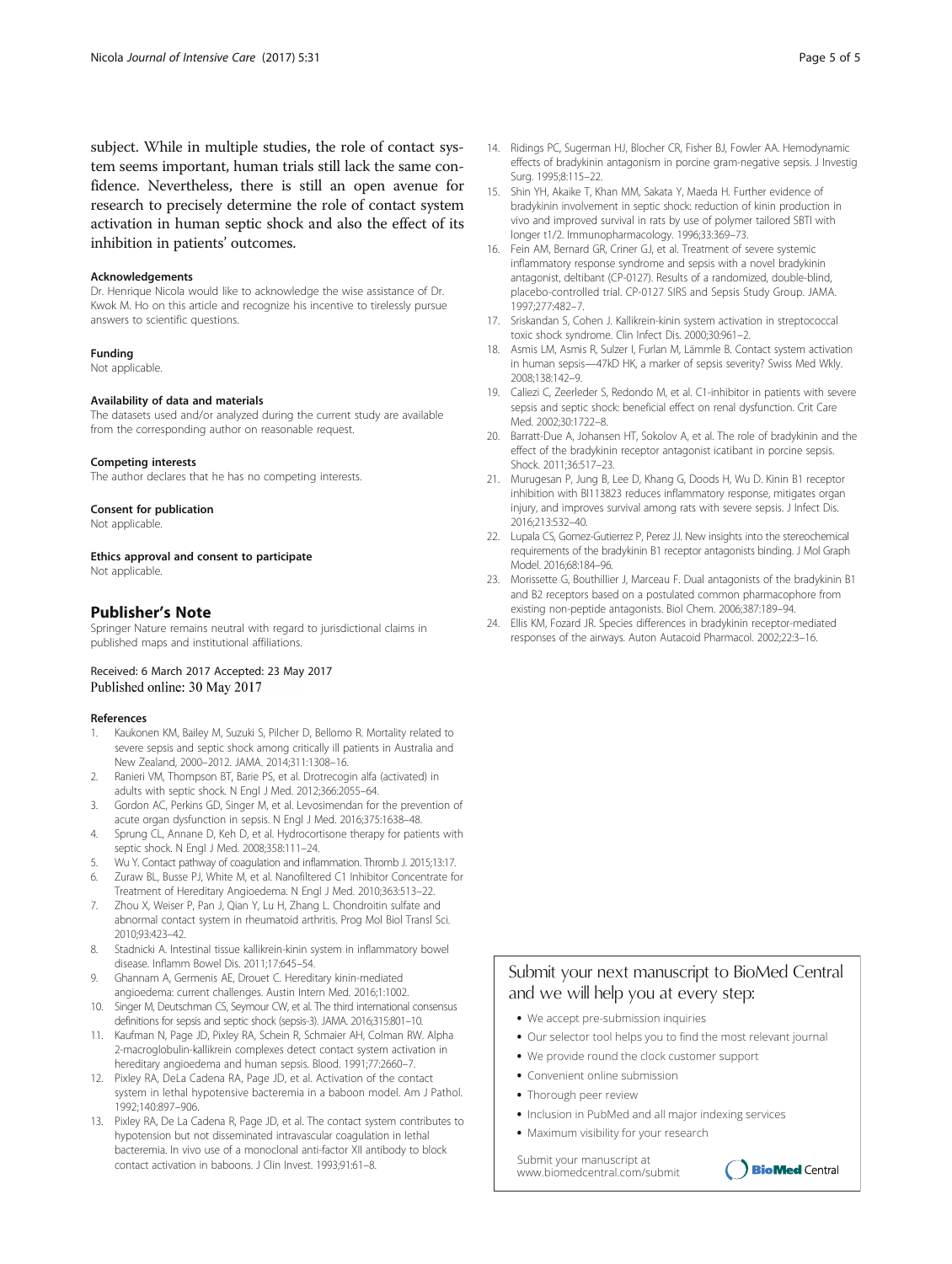subject. While in multiple studies, the role of contact system seems important, human trials still lack the same confidence. Nevertheless, there is still an open avenue for research to precisely determine the role of contact system activation in human septic shock and also the effect of its inhibition in patients' outcomes.

#### Acknowledgements
Dr. Henrique Nicola would like to acknowledge the wise assistance of Dr. Kwok M. Ho on this article and recognize his incentive to tirelessly pursue answers to scientific questions.

#### Funding
Not applicable.

#### Availability of data and materials
The datasets used and/or analyzed during the current study are available from the corresponding author on reasonable request.

#### Competing interests
The author declares that he has no competing interests.

#### Consent for publication
Not applicable.

#### Ethics approval and consent to participate
Not applicable.

### Publisher's Note
Springer Nature remains neutral with regard to jurisdictional claims in published maps and institutional affiliations.

Received: 6 March 2017 Accepted: 23 May 2017
Published online: 30 May 2017

#### References
1. Kaukonen KM, Bailey M, Suzuki S, Pilcher D, Bellomo R. Mortality related to severe sepsis and septic shock among critically ill patients in Australia and New Zealand, 2000–2012. JAMA. 2014;311:1308–16.
2. Ranieri VM, Thompson BT, Barie PS, et al. Drotrecogin alfa (activated) in adults with septic shock. N Engl J Med. 2012;366:2055–64.
3. Gordon AC, Perkins GD, Singer M, et al. Levosimendan for the prevention of acute organ dysfunction in sepsis. N Engl J Med. 2016;375:1638–48.
4. Sprung CL, Annane D, Keh D, et al. Hydrocortisone therapy for patients with septic shock. N Engl J Med. 2008;358:111–24.
5. Wu Y. Contact pathway of coagulation and inflammation. Thromb J. 2015;13:17.
6. Zuraw BL, Busse PJ, White M, et al. Nanofiltered C1 Inhibitor Concentrate for Treatment of Hereditary Angioedema. N Engl J Med. 2010;363:513–22.
7. Zhou X, Weiser P, Pan J, Qian Y, Lu H, Zhang L. Chondroitin sulfate and abnormal contact system in rheumatoid arthritis. Prog Mol Biol Transl Sci. 2010;93:423–42.
8. Stadnicki A. Intestinal tissue kallikrein-kinin system in inflammatory bowel disease. Inflamm Bowel Dis. 2011;17:645–54.
9. Ghannam A, Germenis AE, Drouet C. Hereditary kinin-mediated angioedema: current challenges. Austin Intern Med. 2016;1:1002.
10. Singer M, Deutschman CS, Seymour CW, et al. The third international consensus definitions for sepsis and septic shock (sepsis-3). JAMA. 2016;315:801–10.
11. Kaufman N, Page JD, Pixley RA, Schein R, Schmaier AH, Colman RW. Alpha 2-macroglobulin-kallikrein complexes detect contact system activation in hereditary angioedema and human sepsis. Blood. 1991;77:2660–7.
12. Pixley RA, DeLa Cadena RA, Page JD, et al. Activation of the contact system in lethal hypotensive bacteremia in a baboon model. Am J Pathol. 1992;140:897–906.
13. Pixley RA, De La Cadena R, Page JD, et al. The contact system contributes to hypotension but not disseminated intravascular coagulation in lethal bacteremia. In vivo use of a monoclonal anti-factor XII antibody to block contact activation in baboons. J Clin Invest. 1993;91:61–8.
14. Ridings PC, Sugerman HJ, Blocher CR, Fisher BJ, Fowler AA. Hemodynamic effects of bradykinin antagonism in porcine gram-negative sepsis. J Investig Surg. 1995;8:115–22.
15. Shin YH, Akaike T, Khan MM, Sakata Y, Maeda H. Further evidence of bradykinin involvement in septic shock: reduction of kinin production in vivo and improved survival in rats by use of polymer tailored SBTI with longer t1/2. Immunopharmacology. 1996;33:369–73.
16. Fein AM, Bernard GR, Criner GJ, et al. Treatment of severe systemic inflammatory response syndrome and sepsis with a novel bradykinin antagonist, deltibant (CP-0127). Results of a randomized, double-blind, placebo-controlled trial. CP-0127 SIRS and Sepsis Study Group. JAMA. 1997;277:482–7.
17. Sriskandan S, Cohen J. Kallikrein-kinin system activation in streptococcal toxic shock syndrome. Clin Infect Dis. 2000;30:961–2.
18. Asmis LM, Asmis R, Sulzer I, Furlan M, Lämmle B. Contact system activation in human sepsis—47kD HK, a marker of sepsis severity? Swiss Med Wkly. 2008;138:142–9.
19. Caliezi C, Zeerleder S, Redondo M, et al. C1-inhibitor in patients with severe sepsis and septic shock: beneficial effect on renal dysfunction. Crit Care Med. 2002;30:1722–8.
20. Barratt-Due A, Johansen HT, Sokolov A, et al. The role of bradykinin and the effect of the bradykinin receptor antagonist icatibant in porcine sepsis. Shock. 2011;36:517–23.
21. Murugesan P, Jung B, Lee D, Khang G, Doods H, Wu D. Kinin B1 receptor inhibition with BI113823 reduces inflammatory response, mitigates organ injury, and improves survival among rats with severe sepsis. J Infect Dis. 2016;213:532–40.
22. Lupala CS, Gomez-Gutierrez P, Perez JJ. New insights into the stereochemical requirements of the bradykinin B1 receptor antagonists binding. J Mol Graph Model. 2016;68:184–96.
23. Morissette G, Bouthillier J, Marceau F. Dual antagonists of the bradykinin B1 and B2 receptors based on a postulated common pharmacophore from existing non-peptide antagonists. Biol Chem. 2006;387:189–94.
24. Ellis KM, Fozard JR. Species differences in bradykinin receptor-mediated responses of the airways. Auton Autacoid Pharmacol. 2002;22:3–16.

Submit your next manuscript to BioMed Central and we will help you at every step:

- We accept pre-submission inquiries
- Our selector tool helps you to find the most relevant journal
- We provide round the clock customer support
- Convenient online submission
- Thorough peer review
- Inclusion in PubMed and all major indexing services
- Maximum visibility for your research

Submit your manuscript at
www.biomedcentral.com/submit

BioMed Central